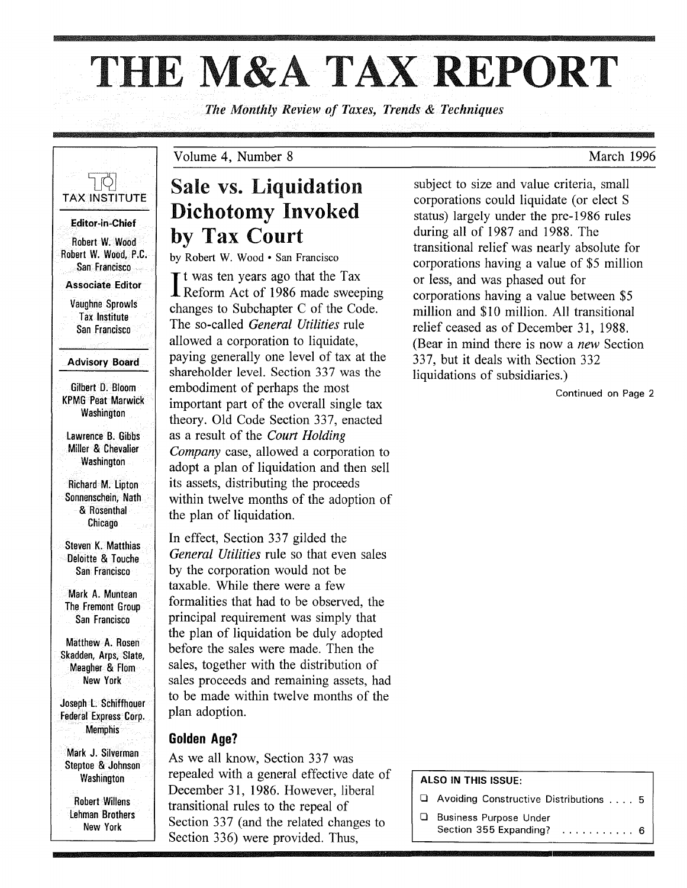# THE M&A TAX REPORT

*The Monthly Review of Taxes, Trends & Techniques*

Volume 4, Number 8 — March 1996

TAX INSTITUTE

**Editor-in-Chief**

Robert W. Wood
Robert W. Wood, P.C.
San Francisco

**Associate Editor**

Vaughne Sprowls
Tax Institute
San Francisco

**Advisory Board**

Gilbert D. Bloom
KPMG Peat Marwick
Washington

Lawrence B. Gibbs
Miller & Chevalier
Washington

Richard M. Lipton
Sonnenschein, Nath & Rosenthal
Chicago

Steven K. Matthias
Deloitte & Touche
San Francisco

Mark A. Muntean
The Fremont Group
San Francisco

Matthew A. Rosen
Skadden, Arps, Slate, Meagher & Flom
New York

Joseph L. Schiffhouer
Federal Express Corp.
Memphis

Mark J. Silverman
Steptoe & Johnson
Washington

Robert Willens
Lehman Brothers
New York

## Sale vs. Liquidation Dichotomy Invoked by Tax Court

by Robert W. Wood • San Francisco

It was ten years ago that the Tax Reform Act of 1986 made sweeping changes to Subchapter C of the Code. The so-called *General Utilities* rule allowed a corporation to liquidate, paying generally one level of tax at the shareholder level. Section 337 was the embodiment of perhaps the most important part of the overall single tax theory. Old Code Section 337, enacted as a result of the *Court Holding Company* case, allowed a corporation to adopt a plan of liquidation and then sell its assets, distributing the proceeds within twelve months of the adoption of the plan of liquidation.

In effect, Section 337 gilded the *General Utilities* rule so that even sales by the corporation would not be taxable. While there were a few formalities that had to be observed, the principal requirement was simply that the plan of liquidation be duly adopted before the sales were made. Then the sales, together with the distribution of sales proceeds and remaining assets, had to be made within twelve months of the plan adoption.

### Golden Age?

As we all know, Section 337 was repealed with a general effective date of December 31, 1986. However, liberal transitional rules to the repeal of Section 337 (and the related changes to Section 336) were provided. Thus, subject to size and value criteria, small corporations could liquidate (or elect S status) largely under the pre-1986 rules during all of 1987 and 1988. The transitional relief was nearly absolute for corporations having a value of $5 million or less, and was phased out for corporations having a value between $5 million and $10 million. All transitional relief ceased as of December 31, 1988. (Bear in mind there is now a *new* Section 337, but it deals with Section 332 liquidations of subsidiaries.)

Continued on Page 2

**ALSO IN THIS ISSUE:**

- Avoiding Constructive Distributions .... 5
- Business Purpose Under Section 355 Expanding? .......... 6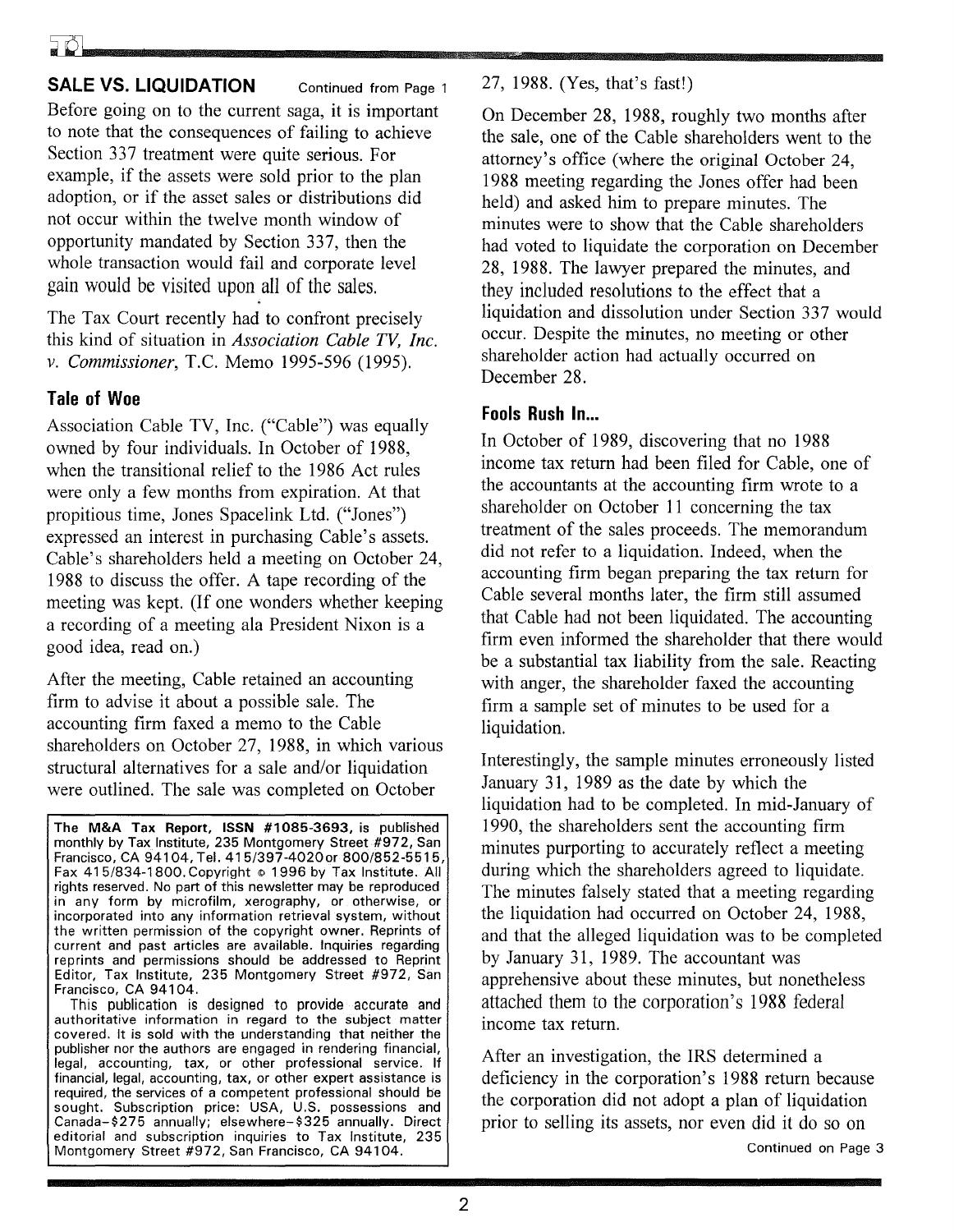**SALE VS. LIQUIDATION** Continued from Page 1

Before going on to the current saga, it is important to note that the consequences of failing to achieve Section 337 treatment were quite serious. For example, if the assets were sold prior to the plan adoption, or if the asset sales or distributions did not occur within the twelve month window of opportunity mandated by Section 337, then the whole transaction would fail and corporate level gain would be visited upon all of the sales.

The Tax Court recently had to confront precisely this kind of situation in *Association Cable TV, Inc. v. Commissioner*, T.C. Memo 1995-596 (1995).

### Tale of Woe

Association Cable TV, Inc. ("Cable") was equally owned by four individuals. In October of 1988, when the transitional relief to the 1986 Act rules were only a few months from expiration. At that propitious time, Jones Spacelink Ltd. ("Jones") expressed an interest in purchasing Cable's assets. Cable's shareholders held a meeting on October 24, 1988 to discuss the offer. A tape recording of the meeting was kept. (If one wonders whether keeping a recording of a meeting ala President Nixon is a good idea, read on.)

After the meeting, Cable retained an accounting firm to advise it about a possible sale. The accounting firm faxed a memo to the Cable shareholders on October 27, 1988, in which various structural alternatives for a sale and/or liquidation were outlined. The sale was completed on October 27, 1988. (Yes, that's fast!)

On December 28, 1988, roughly two months after the sale, one of the Cable shareholders went to the attorney's office (where the original October 24, 1988 meeting regarding the Jones offer had been held) and asked him to prepare minutes. The minutes were to show that the Cable shareholders had voted to liquidate the corporation on December 28, 1988. The lawyer prepared the minutes, and they included resolutions to the effect that a liquidation and dissolution under Section 337 would occur. Despite the minutes, no meeting or other shareholder action had actually occurred on December 28.

### Fools Rush In...

In October of 1989, discovering that no 1988 income tax return had been filed for Cable, one of the accountants at the accounting firm wrote to a shareholder on October 11 concerning the tax treatment of the sales proceeds. The memorandum did not refer to a liquidation. Indeed, when the accounting firm began preparing the tax return for Cable several months later, the firm still assumed that Cable had not been liquidated. The accounting firm even informed the shareholder that there would be a substantial tax liability from the sale. Reacting with anger, the shareholder faxed the accounting firm a sample set of minutes to be used for a liquidation.

Interestingly, the sample minutes erroneously listed January 31, 1989 as the date by which the liquidation had to be completed. In mid-January of 1990, the shareholders sent the accounting firm minutes purporting to accurately reflect a meeting during which the shareholders agreed to liquidate. The minutes falsely stated that a meeting regarding the liquidation had occurred on October 24, 1988, and that the alleged liquidation was to be completed by January 31, 1989. The accountant was apprehensive about these minutes, but nonetheless attached them to the corporation's 1988 federal income tax return.

After an investigation, the IRS determined a deficiency in the corporation's 1988 return because the corporation did not adopt a plan of liquidation prior to selling its assets, nor even did it do so on

Continued on Page 3

**The M&A Tax Report, ISSN #1085-3693, is published monthly by Tax Institute, 235 Montgomery Street #972, San Francisco, CA 94104, Tel. 415/397-4020 or 800/852-5515, Fax 415/834-1800. Copyright © 1996 by Tax Institute. All rights reserved. No part of this newsletter may be reproduced in any form by microfilm, xerography, or otherwise, or incorporated into any information retrieval system, without the written permission of the copyright owner. Reprints of current and past articles are available. Inquiries regarding reprints and permissions should be addressed to Reprint Editor, Tax Institute, 235 Montgomery Street #972, San Francisco, CA 94104.**

This publication is designed to provide accurate and authoritative information in regard to the subject matter covered. It is sold with the understanding that neither the publisher nor the authors are engaged in rendering financial, legal, accounting, tax, or other professional service. If financial, legal, accounting, tax, or other expert assistance is required, the services of a competent professional should be sought. Subscription price: USA, U.S. possessions and Canada–$275 annually; elsewhere–$325 annually. Direct editorial and subscription inquiries to Tax Institute, 235 Montgomery Street #972, San Francisco, CA 94104.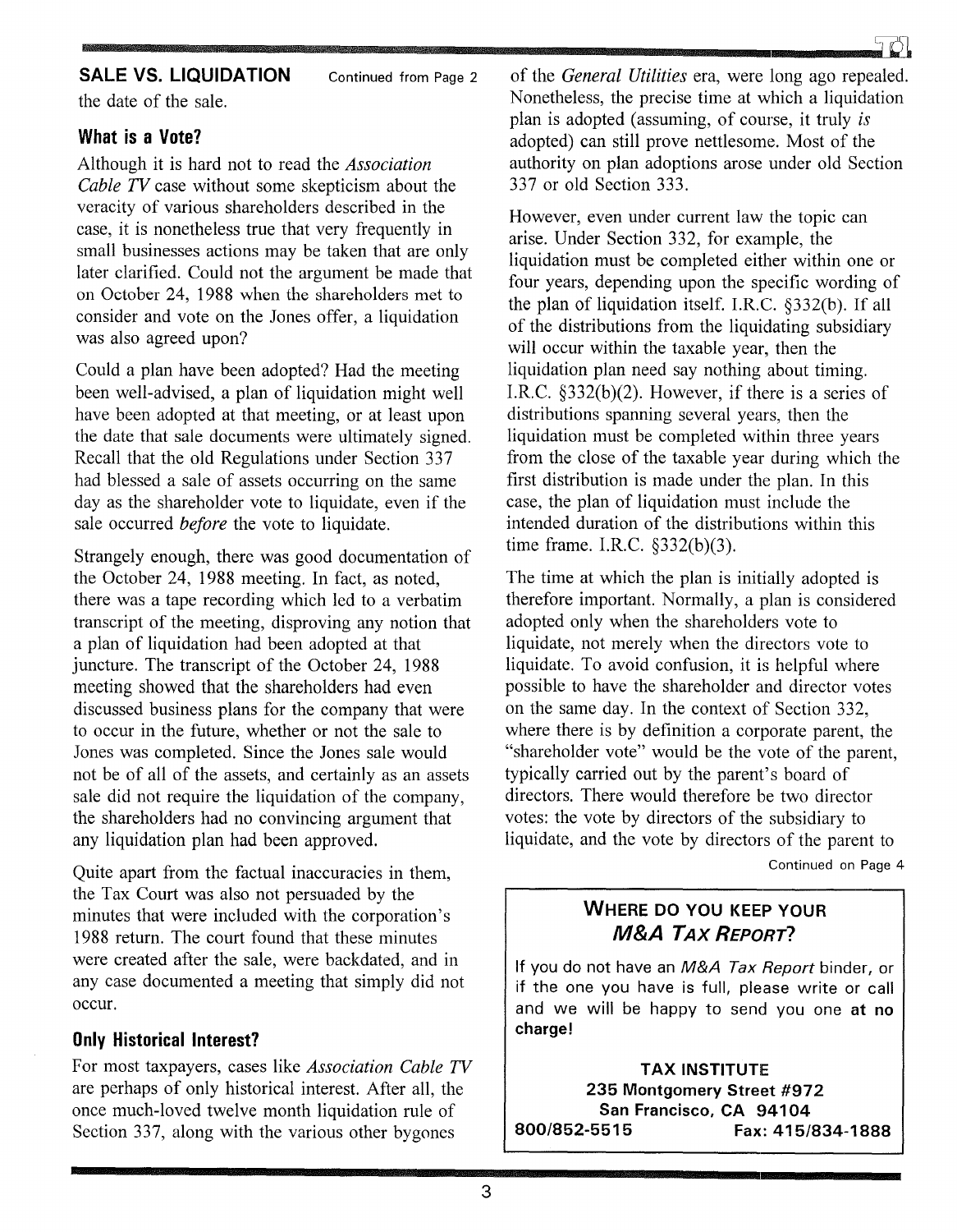**SALE VS. LIQUIDATION** Continued from Page 2

the date of the sale.

### What is a Vote?

Although it is hard not to read the *Association Cable TV* case without some skepticism about the veracity of various shareholders described in the case, it is nonetheless true that very frequently in small businesses actions may be taken that are only later clarified. Could not the argument be made that on October 24, 1988 when the shareholders met to consider and vote on the Jones offer, a liquidation was also agreed upon?

Could a plan have been adopted? Had the meeting been well-advised, a plan of liquidation might well have been adopted at that meeting, or at least upon the date that sale documents were ultimately signed. Recall that the old Regulations under Section 337 had blessed a sale of assets occurring on the same day as the shareholder vote to liquidate, even if the sale occurred *before* the vote to liquidate.

Strangely enough, there was good documentation of the October 24, 1988 meeting. In fact, as noted, there was a tape recording which led to a verbatim transcript of the meeting, disproving any notion that a plan of liquidation had been adopted at that juncture. The transcript of the October 24, 1988 meeting showed that the shareholders had even discussed business plans for the company that were to occur in the future, whether or not the sale to Jones was completed. Since the Jones sale would not be of all of the assets, and certainly as an assets sale did not require the liquidation of the company, the shareholders had no convincing argument that any liquidation plan had been approved.

Quite apart from the factual inaccuracies in them, the Tax Court was also not persuaded by the minutes that were included with the corporation's 1988 return. The court found that these minutes were created after the sale, were backdated, and in any case documented a meeting that simply did not occur.

### Only Historical Interest?

For most taxpayers, cases like *Association Cable TV* are perhaps of only historical interest. After all, the once much-loved twelve month liquidation rule of Section 337, along with the various other bygones of the *General Utilities* era, were long ago repealed. Nonetheless, the precise time at which a liquidation plan is adopted (assuming, of course, it truly *is* adopted) can still prove nettlesome. Most of the authority on plan adoptions arose under old Section 337 or old Section 333.

However, even under current law the topic can arise. Under Section 332, for example, the liquidation must be completed either within one or four years, depending upon the specific wording of the plan of liquidation itself. I.R.C. §332(b). If all of the distributions from the liquidating subsidiary will occur within the taxable year, then the liquidation plan need say nothing about timing. I.R.C. §332(b)(2). However, if there is a series of distributions spanning several years, then the liquidation must be completed within three years from the close of the taxable year during which the first distribution is made under the plan. In this case, the plan of liquidation must include the intended duration of the distributions within this time frame. I.R.C. §332(b)(3).

The time at which the plan is initially adopted is therefore important. Normally, a plan is considered adopted only when the shareholders vote to liquidate, not merely when the directors vote to liquidate. To avoid confusion, it is helpful where possible to have the shareholder and director votes on the same day. In the context of Section 332, where there is by definition a corporate parent, the "shareholder vote" would be the vote of the parent, typically carried out by the parent's board of directors. There would therefore be two director votes: the vote by directors of the subsidiary to liquidate, and the vote by directors of the parent to

Continued on Page 4

---

**WHERE DO YOU KEEP YOUR *M&A TAX REPORT*?**

If you do not have an *M&A Tax Report* binder, or if the one you have is full, please write or call and we will be happy to send you one **at no charge!**

**TAX INSTITUTE**
**235 Montgomery Street #972**
**San Francisco, CA 94104**
**800/852-5515 Fax: 415/834-1888**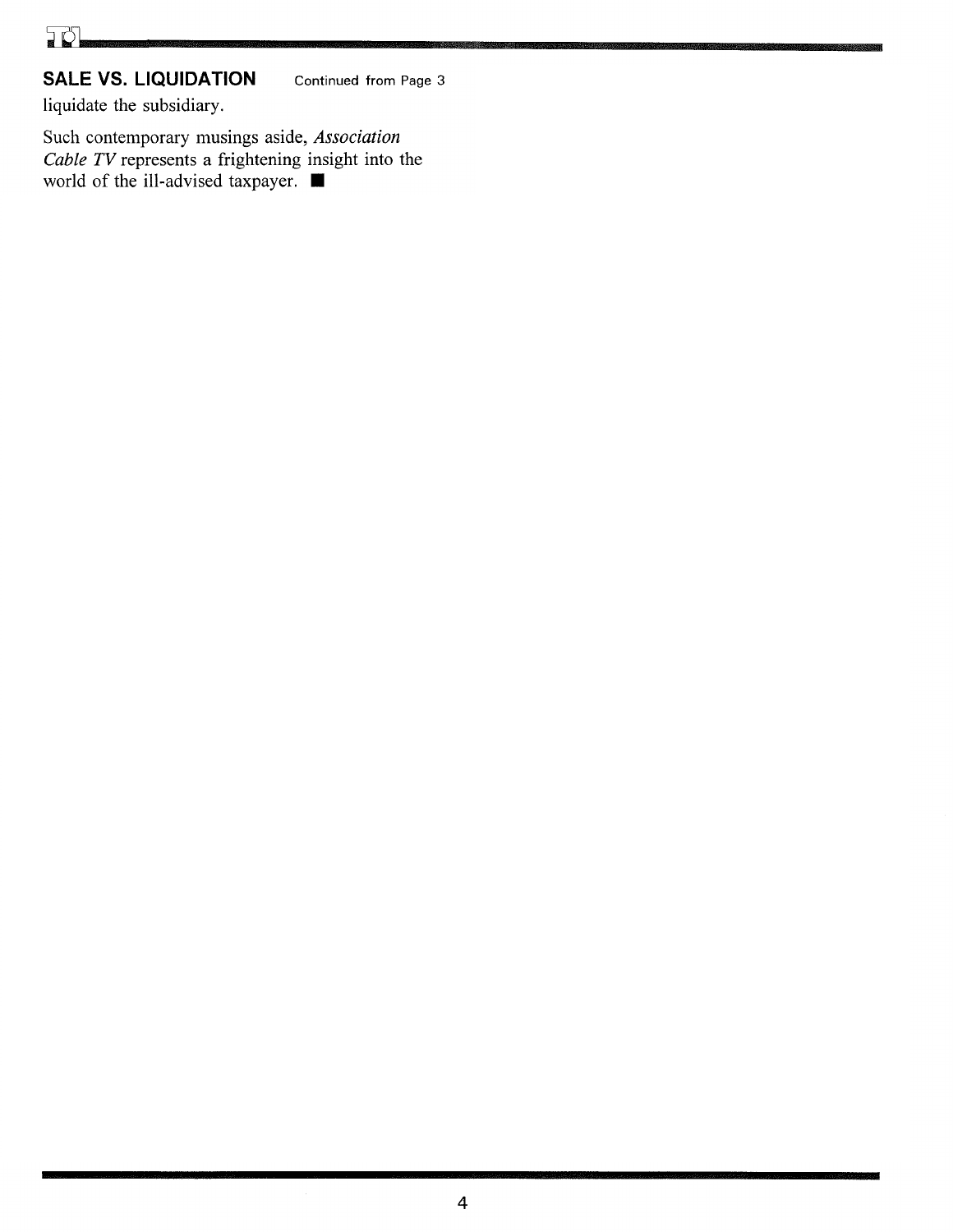## SALE VS. LIQUIDATION Continued from Page 3

liquidate the subsidiary.

Such contemporary musings aside, *Association Cable TV* represents a frightening insight into the world of the ill-advised taxpayer. ■